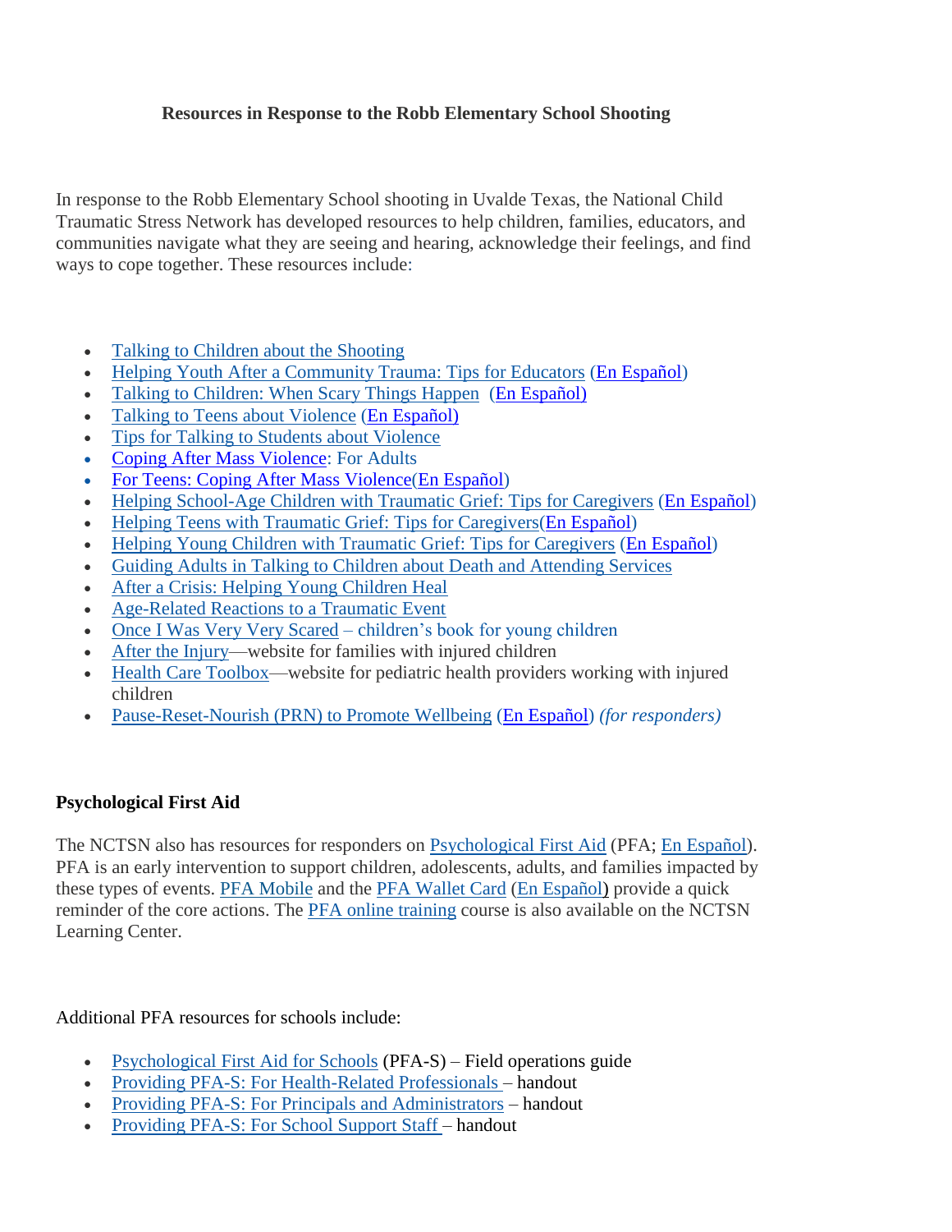# Resources in Response to the Robb Elementary School Shooting

In response to the Robb Elementary School shooting in Uvalde Texas, the National Child Traumatic Stress Network has developed resources to help children, families, educators, and communities navigate what they are seeing and hearing, acknowledge their feelings, and find ways to cope together. These resources include:

- Talking to Children about the Shooting
- Helping Youth After a Community Trauma: Tips for Educators (En Español)
- Talking to Children: When Scary Things Happen (En Español)
- Talking to Teens about Violence (En Español)
- Tips for Talking to Students about Violence
- Coping After Mass Violence: For Adults
- For Teens: Coping After Mass Violence(En Español)
- Helping School-Age Children with Traumatic Grief: Tips for Caregivers (En Español)
- Helping Teens with Traumatic Grief: Tips for Caregivers(En Español)
- Helping Young Children with Traumatic Grief: Tips for Caregivers (En Español)
- Guiding Adults in Talking to Children about Death and Attending Services
- After a Crisis: Helping Young Children Heal
- Age-Related Reactions to a Traumatic Event
- Once I Was Very Very Scared – children's book for young children
- After the Injury—website for families with injured children
- Health Care Toolbox—website for pediatric health providers working with injured children
- Pause-Reset-Nourish (PRN) to Promote Wellbeing (En Español) *(for responders)*

**Psychological First Aid**

The NCTSN also has resources for responders on Psychological First Aid (PFA; En Español). PFA is an early intervention to support children, adolescents, adults, and families impacted by these types of events. PFA Mobile and the PFA Wallet Card (En Español) provide a quick reminder of the core actions. The PFA online training course is also available on the NCTSN Learning Center.

Additional PFA resources for schools include:

- Psychological First Aid for Schools (PFA-S) – Field operations guide
- Providing PFA-S: For Health-Related Professionals – handout
- Providing PFA-S: For Principals and Administrators – handout
- Providing PFA-S: For School Support Staff – handout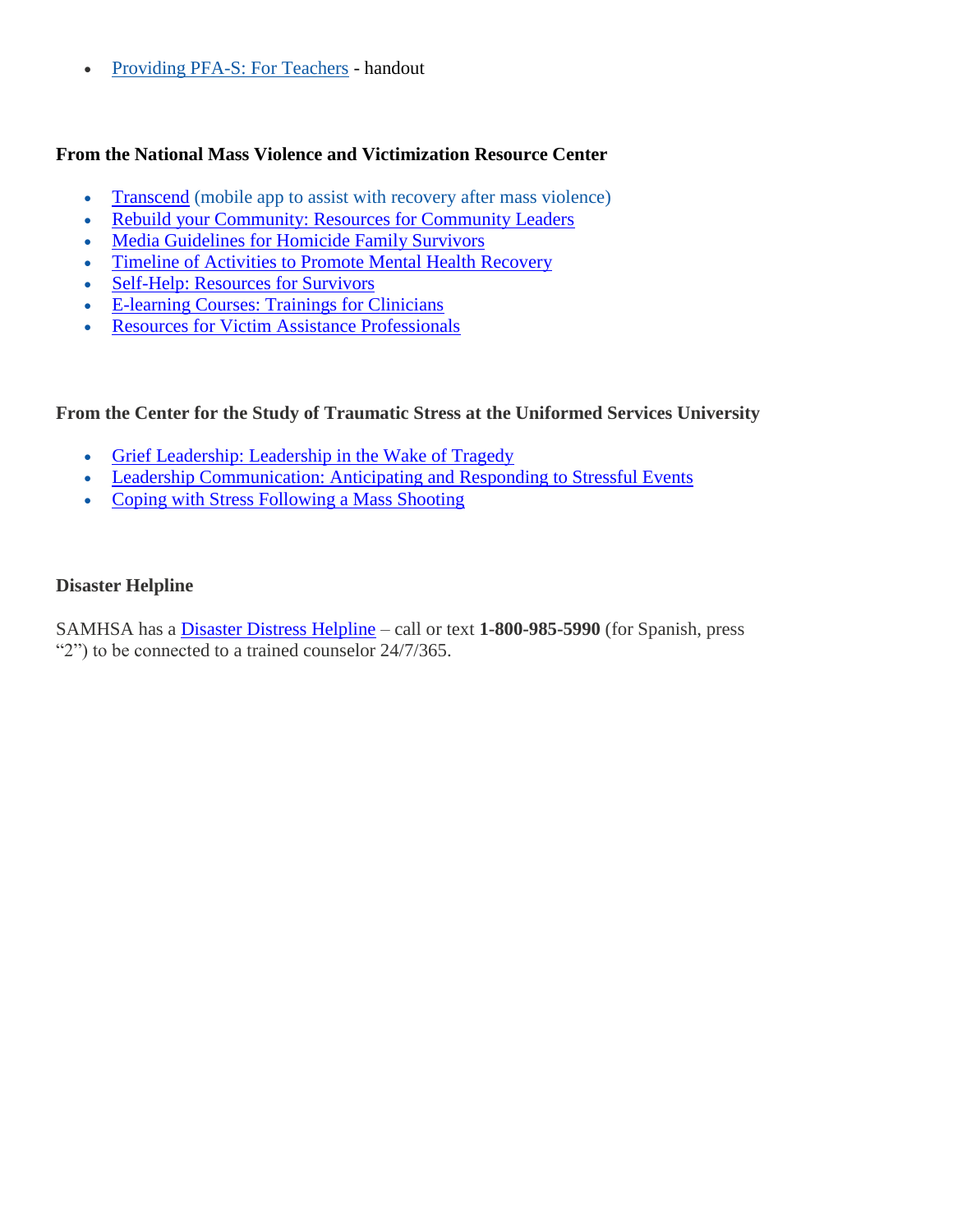- Providing PFA-S: For Teachers - handout

**From the National Mass Violence and Victimization Resource Center**

- Transcend (mobile app to assist with recovery after mass violence)
- Rebuild your Community: Resources for Community Leaders
- Media Guidelines for Homicide Family Survivors
- Timeline of Activities to Promote Mental Health Recovery
- Self-Help: Resources for Survivors
- E-learning Courses: Trainings for Clinicians
- Resources for Victim Assistance Professionals

**From the Center for the Study of Traumatic Stress at the Uniformed Services University**

- Grief Leadership: Leadership in the Wake of Tragedy
- Leadership Communication: Anticipating and Responding to Stressful Events
- Coping with Stress Following a Mass Shooting

**Disaster Helpline**

SAMHSA has a Disaster Distress Helpline – call or text **1-800-985-5990** (for Spanish, press "2") to be connected to a trained counselor 24/7/365.